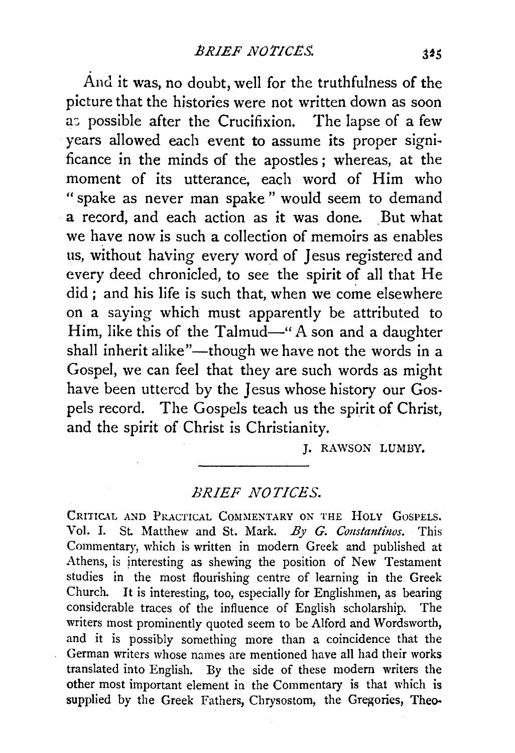And it was, no doubt, well for the truthfulness of the picture that the histories were not written down as soon as possible after the Crucifixion. The lapse of a few years allowed each event to assume its proper significance in the minds of the apostles; whereas, at the moment of its utterance, each word of Him who "spake as never man spake" would seem to demand a record, and each action as it was done. But what we have now is such a collection of memoirs as enables us, without having every word of Jesus registered and every deed chronicled, to see the spirit of all that He did; and his life is such that, when we come elsewhere on a saying which must apparently be attributed to Him, like this of the Talmud—"A son and a daughter shall inherit alike"—though we have not the words in a Gospel, we can feel that they are such words as might have been uttered by the Jesus whose history our Gospels record. The Gospels teach us the spirit of Christ, and the spirit of Christ is Christianity.

J. RAWSON LUMBY.

---

## *BRIEF NOTICES.*

CRITICAL AND PRACTICAL COMMENTARY ON THE HOLY GOSPELS. Vol. I. St. Matthew and St. Mark. *By G. Constantinos.* This Commentary, which is written in modern Greek and published at Athens, is interesting as shewing the position of New Testament studies in the most flourishing centre of learning in the Greek Church. It is interesting, too, especially for Englishmen, as bearing considerable traces of the influence of English scholarship. The writers most prominently quoted seem to be Alford and Wordsworth, and it is possibly something more than a coincidence that the German writers whose names are mentioned have all had their works translated into English. By the side of these modern writers the other most important element in the Commentary is that which is supplied by the Greek Fathers, Chrysostom, the Gregories, Theo-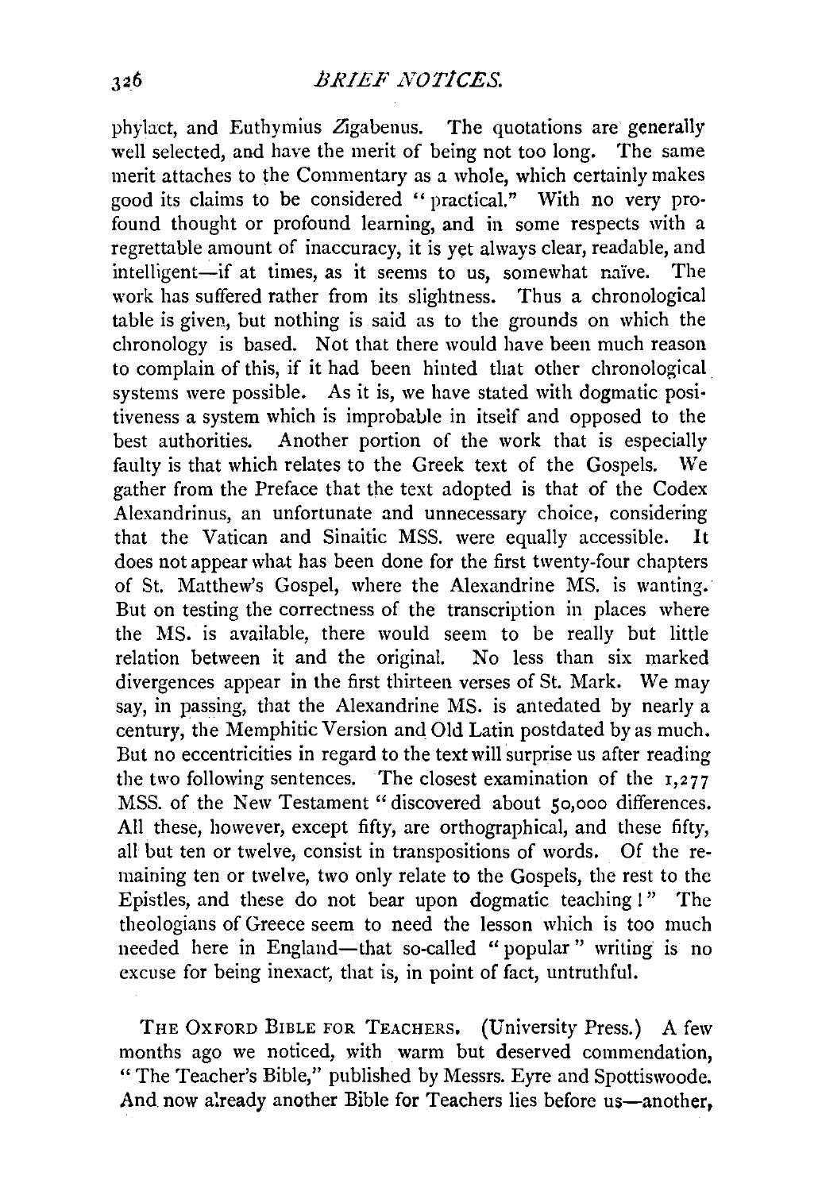phylact, and Euthymius Zigabenus. The quotations are generally well selected, and have the merit of being not too long. The same merit attaches to the Commentary as a whole, which certainly makes good its claims to be considered "practical." With no very profound thought or profound learning, and in some respects with a regrettable amount of inaccuracy, it is yet always clear, readable, and intelligent—if at times, as it seems to us, somewhat naïve. The work has suffered rather from its slightness. Thus a chronological table is given, but nothing is said as to the grounds on which the chronology is based. Not that there would have been much reason to complain of this, if it had been hinted that other chronological systems were possible. As it is, we have stated with dogmatic positiveness a system which is improbable in itself and opposed to the best authorities. Another portion of the work that is especially faulty is that which relates to the Greek text of the Gospels. We gather from the Preface that the text adopted is that of the Codex Alexandrinus, an unfortunate and unnecessary choice, considering that the Vatican and Sinaitic MSS. were equally accessible. It does not appear what has been done for the first twenty-four chapters of St. Matthew's Gospel, where the Alexandrine MS. is wanting. But on testing the correctness of the transcription in places where the MS. is available, there would seem to be really but little relation between it and the original. No less than six marked divergences appear in the first thirteen verses of St. Mark. We may say, in passing, that the Alexandrine MS. is antedated by nearly a century, the Memphitic Version and Old Latin postdated by as much. But no eccentricities in regard to the text will surprise us after reading the two following sentences. The closest examination of the 1,277 MSS. of the New Testament "discovered about 50,000 differences. All these, however, except fifty, are orthographical, and these fifty, all but ten or twelve, consist in transpositions of words. Of the remaining ten or twelve, two only relate to the Gospels, the rest to the Epistles, and these do not bear upon dogmatic teaching!" The theologians of Greece seem to need the lesson which is too much needed here in England—that so-called "popular" writing is no excuse for being inexact, that is, in point of fact, untruthful.

THE OXFORD BIBLE FOR TEACHERS. (University Press.) A few months ago we noticed, with warm but deserved commendation, "The Teacher's Bible," published by Messrs. Eyre and Spottiswoode. And now already another Bible for Teachers lies before us—another,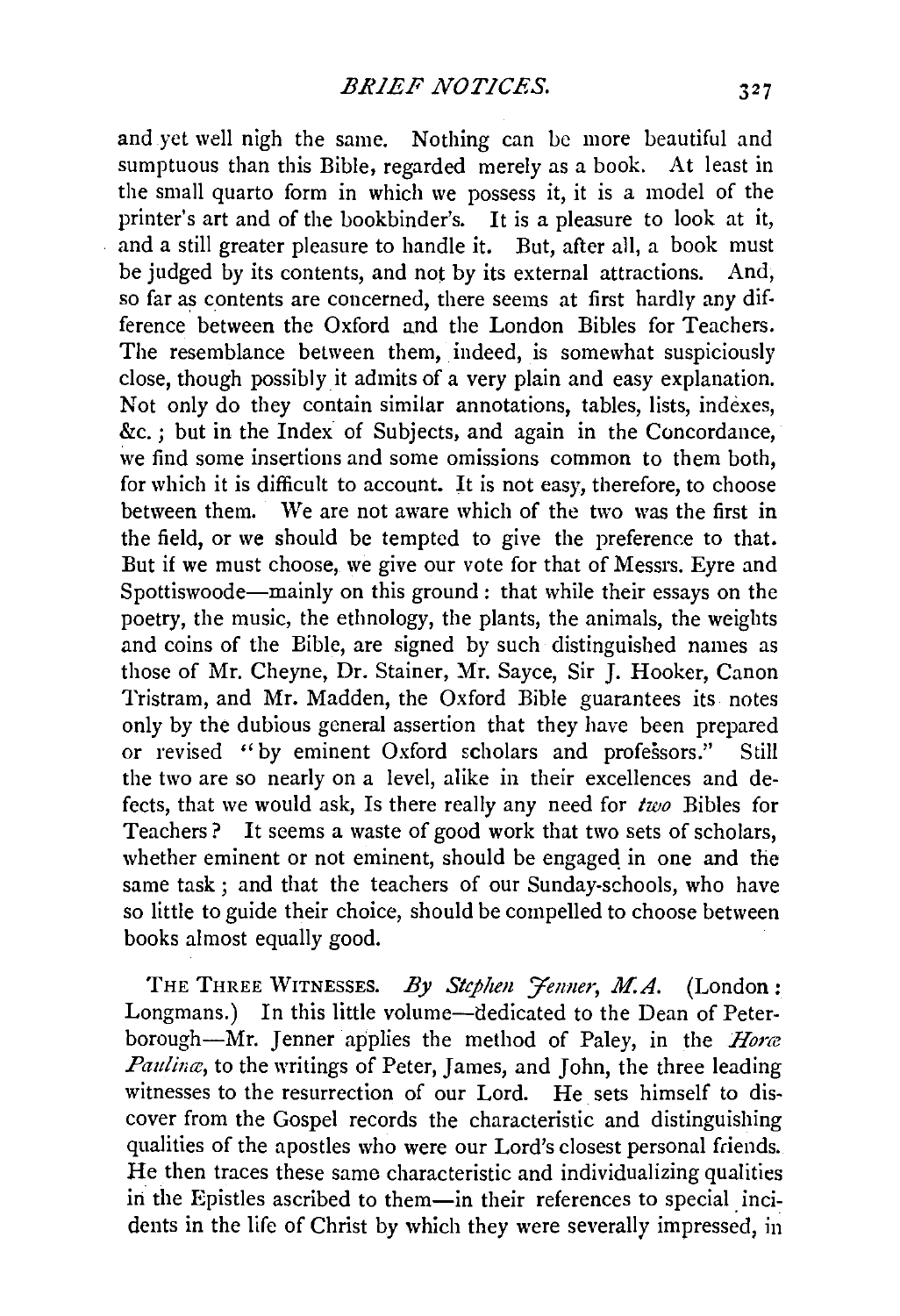and yet well nigh the same. Nothing can be more beautiful and sumptuous than this Bible, regarded merely as a book. At least in the small quarto form in which we possess it, it is a model of the printer's art and of the bookbinder's. It is a pleasure to look at it, and a still greater pleasure to handle it. But, after all, a book must be judged by its contents, and not by its external attractions. And, so far as contents are concerned, there seems at first hardly any difference between the Oxford and the London Bibles for Teachers. The resemblance between them, indeed, is somewhat suspiciously close, though possibly it admits of a very plain and easy explanation. Not only do they contain similar annotations, tables, lists, indexes, &c.; but in the Index of Subjects, and again in the Concordance, we find some insertions and some omissions common to them both, for which it is difficult to account. It is not easy, therefore, to choose between them. We are not aware which of the two was the first in the field, or we should be tempted to give the preference to that. But if we must choose, we give our vote for that of Messrs. Eyre and Spottiswoode—mainly on this ground: that while their essays on the poetry, the music, the ethnology, the plants, the animals, the weights and coins of the Bible, are signed by such distinguished names as those of Mr. Cheyne, Dr. Stainer, Mr. Sayce, Sir J. Hooker, Canon Tristram, and Mr. Madden, the Oxford Bible guarantees its notes only by the dubious general assertion that they have been prepared or revised "by eminent Oxford scholars and professors." Still the two are so nearly on a level, alike in their excellences and defects, that we would ask, Is there really any need for *two* Bibles for Teachers? It seems a waste of good work that two sets of scholars, whether eminent or not eminent, should be engaged in one and the same task; and that the teachers of our Sunday-schools, who have so little to guide their choice, should be compelled to choose between books almost equally good.

THE THREE WITNESSES. *By Stephen Jenner, M.A.* (London: Longmans.) In this little volume—dedicated to the Dean of Peterborough—Mr. Jenner applies the method of Paley, in the *Horæ Paulinæ*, to the writings of Peter, James, and John, the three leading witnesses to the resurrection of our Lord. He sets himself to discover from the Gospel records the characteristic and distinguishing qualities of the apostles who were our Lord's closest personal friends. He then traces these same characteristic and individualizing qualities in the Epistles ascribed to them—in their references to special incidents in the life of Christ by which they were severally impressed, in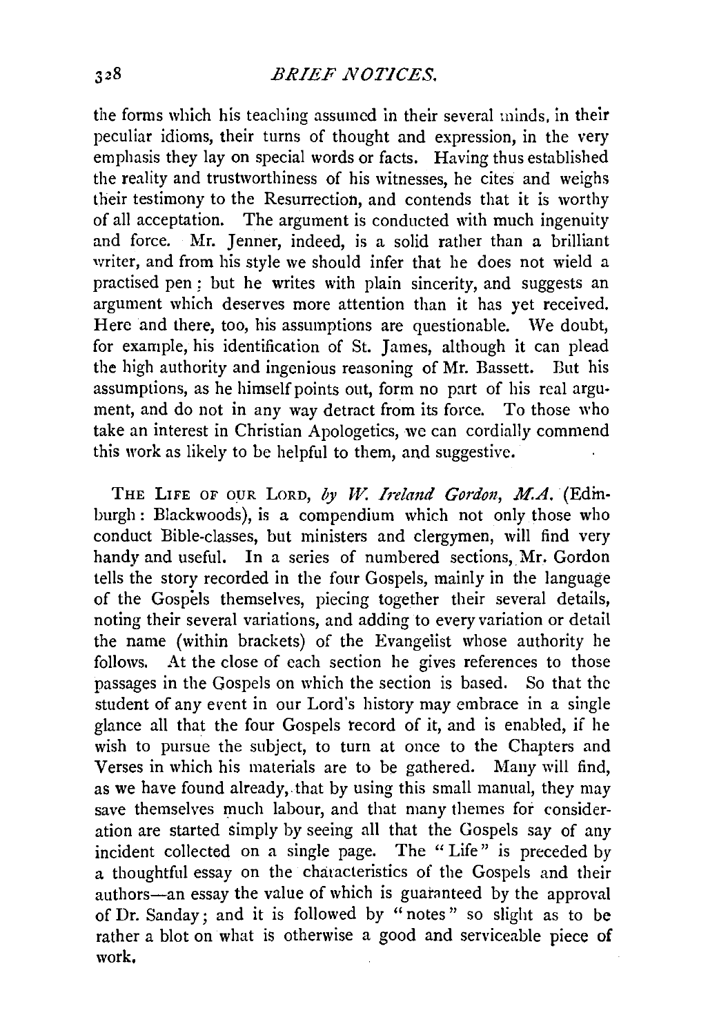the forms which his teaching assumed in their several minds, in their peculiar idioms, their turns of thought and expression, in the very emphasis they lay on special words or facts. Having thus established the reality and trustworthiness of his witnesses, he cites and weighs their testimony to the Resurrection, and contends that it is worthy of all acceptation. The argument is conducted with much ingenuity and force. Mr. Jenner, indeed, is a solid rather than a brilliant writer, and from his style we should infer that he does not wield a practised pen: but he writes with plain sincerity, and suggests an argument which deserves more attention than it has yet received. Here and there, too, his assumptions are questionable. We doubt, for example, his identification of St. James, although it can plead the high authority and ingenious reasoning of Mr. Bassett. But his assumptions, as he himself points out, form no part of his real argument, and do not in any way detract from its force. To those who take an interest in Christian Apologetics, we can cordially commend this work as likely to be helpful to them, and suggestive.

THE LIFE OF OUR LORD, *by W. Ireland Gordon, M.A.* (Edinburgh: Blackwoods), is a compendium which not only those who conduct Bible-classes, but ministers and clergymen, will find very handy and useful. In a series of numbered sections, Mr. Gordon tells the story recorded in the four Gospels, mainly in the language of the Gospels themselves, piecing together their several details, noting their several variations, and adding to every variation or detail the name (within brackets) of the Evangelist whose authority he follows. At the close of each section he gives references to those passages in the Gospels on which the section is based. So that the student of any event in our Lord's history may embrace in a single glance all that the four Gospels record of it, and is enabled, if he wish to pursue the subject, to turn at once to the Chapters and Verses in which his materials are to be gathered. Many will find, as we have found already, that by using this small manual, they may save themselves much labour, and that many themes for consideration are started simply by seeing all that the Gospels say of any incident collected on a single page. The "Life" is preceded by a thoughtful essay on the characteristics of the Gospels and their authors—an essay the value of which is guaranteed by the approval of Dr. Sanday; and it is followed by "notes" so slight as to be rather a blot on what is otherwise a good and serviceable piece of work.